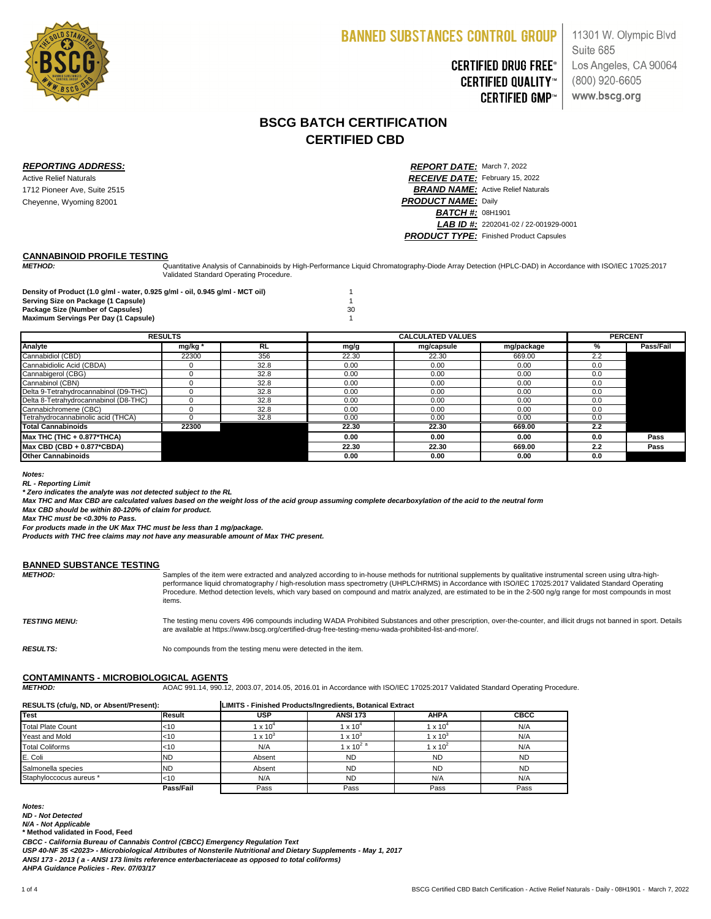# BANNED SUBSTANCES CONTROL GROUP

**CERTIFIED DRUG FREE®**
**CERTIFIED QUALITY™**
**CERTIFIED GMP™**

11301 W. Olympic Blvd
Suite 685
Los Angeles, CA 90064
(800) 920-6605
www.bscg.org

## BSCG BATCH CERTIFICATION
## CERTIFIED CBD

***REPORTING ADDRESS:***

Active Relief Naturals
1712 Pioneer Ave, Suite 2515
Cheyenne, Wyoming 82001

***REPORT DATE:*** March 7, 2022
***RECEIVE DATE:*** February 15, 2022
***BRAND NAME:*** Active Relief Naturals
***PRODUCT NAME:*** Daily
***BATCH #:*** 08H1901
***LAB ID #:*** 2202041-02 / 22-001929-0001
***PRODUCT TYPE:*** Finished Product Capsules

### CANNABINOID PROFILE TESTING

***METHOD:*** Quantitative Analysis of Cannabinoids by High-Performance Liquid Chromatography-Diode Array Detection (HPLC-DAD) in Accordance with ISO/IEC 17025:2017 Validated Standard Operating Procedure.

| | |
|---|---|
| **Density of Product (1.0 g/ml - water, 0.925 g/ml - oil, 0.945 g/ml - MCT oil)** | 1 |
| **Serving Size on Package (1 Capsule)** | 1 |
| **Package Size (Number of Capsules)** | 30 |
| **Maximum Servings Per Day (1 Capsule)** | 1 |

| RESULTS | | | CALCULATED VALUES | | | PERCENT | |
|---|---|---|---|---|---|---|---|
| **Analyte** | **mg/kg \*** | **RL** | **mg/g** | **mg/capsule** | **mg/package** | **%** | **Pass/Fail** |
| Cannabidiol (CBD) | 22300 | 356 | 22.30 | 22.30 | 669.00 | 2.2 | |
| Cannabidiolic Acid (CBDA) | 0 | 32.8 | 0.00 | 0.00 | 0.00 | 0.0 | |
| Cannabigerol (CBG) | 0 | 32.8 | 0.00 | 0.00 | 0.00 | 0.0 | |
| Cannabinol (CBN) | 0 | 32.8 | 0.00 | 0.00 | 0.00 | 0.0 | |
| Delta 9-Tetrahydrocannabinol (D9-THC) | 0 | 32.8 | 0.00 | 0.00 | 0.00 | 0.0 | |
| Delta 8-Tetrahydrocannabinol (D8-THC) | 0 | 32.8 | 0.00 | 0.00 | 0.00 | 0.0 | |
| Cannabichromene (CBC) | 0 | 32.8 | 0.00 | 0.00 | 0.00 | 0.0 | |
| Tetrahydrocannabinolic acid (THCA) | 0 | 32.8 | 0.00 | 0.00 | 0.00 | 0.0 | |
| **Total Cannabinoids** | **22300** | | **22.30** | **22.30** | **669.00** | **2.2** | |
| **Max THC (THC + 0.877\*THCA)** | | | **0.00** | **0.00** | **0.00** | **0.0** | **Pass** |
| **Max CBD (CBD + 0.877\*CBDA)** | | | **22.30** | **22.30** | **669.00** | **2.2** | **Pass** |
| **Other Cannabinoids** | | | **0.00** | **0.00** | **0.00** | **0.0** | |

***Notes:***
***RL - Reporting Limit***
***\* Zero indicates the analyte was not detected subject to the RL***
***Max THC and Max CBD are calculated values based on the weight loss of the acid group assuming complete decarboxylation of the acid to the neutral form***
***Max CBD should be within 80-120% of claim for product.***
***Max THC must be <0.30% to Pass.***
***For products made in the UK Max THC must be less than 1 mg/package.***
***Products with THC free claims may not have any measurable amount of Max THC present.***

### BANNED SUBSTANCE TESTING

***METHOD:*** Samples of the item were extracted and analyzed according to in-house methods for nutritional supplements by qualitative instrumental screen using ultra-high-performance liquid chromatography / high-resolution mass spectrometry (UHPLC/HRMS) in Accordance with ISO/IEC 17025:2017 Validated Standard Operating Procedure. Method detection levels, which vary based on compound and matrix analyzed, are estimated to be in the 2-500 ng/g range for most compounds in most items.

***TESTING MENU:*** The testing menu covers 496 compounds including WADA Prohibited Substances and other prescription, over-the-counter, and illicit drugs not banned in sport. Details are available at https://www.bscg.org/certified-drug-free-testing-menu-wada-prohibited-list-and-more/.

***RESULTS:*** No compounds from the testing menu were detected in the item.

### CONTAMINANTS - MICROBIOLOGICAL AGENTS

***METHOD:*** AOAC 991.14, 990.12, 2003.07, 2014.05, 2016.01 in Accordance with ISO/IEC 17025:2017 Validated Standard Operating Procedure.

| RESULTS (cfu/g, ND, or Absent/Present): | | LIMITS - Finished Products/Ingredients, Botanical Extract | | | |
|---|---|---|---|---|---|
| **Test** | **Result** | **USP** | **ANSI 173** | **AHPA** | **CBCC** |
| Total Plate Count | <10 | $1 \times 10^4$ | $1 \times 10^4$ | $1 \times 10^4$ | N/A |
| Yeast and Mold | <10 | $1 \times 10^3$ | $1 \times 10^3$ | $1 \times 10^3$ | N/A |
| Total Coliforms | <10 | N/A | $1 \times 10^2$ [a] | $1 \times 10^2$ | N/A |
| E. Coli | ND | Absent | ND | ND | ND |
| Salmonella species | ND | Absent | ND | ND | ND |
| Staphyloccocus aureus \* | <10 | N/A | ND | N/A | N/A |
| | **Pass/Fail** | Pass | Pass | Pass | Pass |

***Notes:***
***ND - Not Detected***
***N/A - Not Applicable***
**\* Method validated in Food, Feed**
***CBCC - California Bureau of Cannabis Control (CBCC) Emergency Regulation Text***
***USP 40-NF 35 <2023> - Microbiological Attributes of Nonsterile Nutritional and Dietary Supplements - May 1, 2017***
***ANSI 173 - 2013 ( a - ANSI 173 limits reference enterbacteriaceae as opposed to total coliforms)***
***AHPA Guidance Policies - Rev. 07/03/17***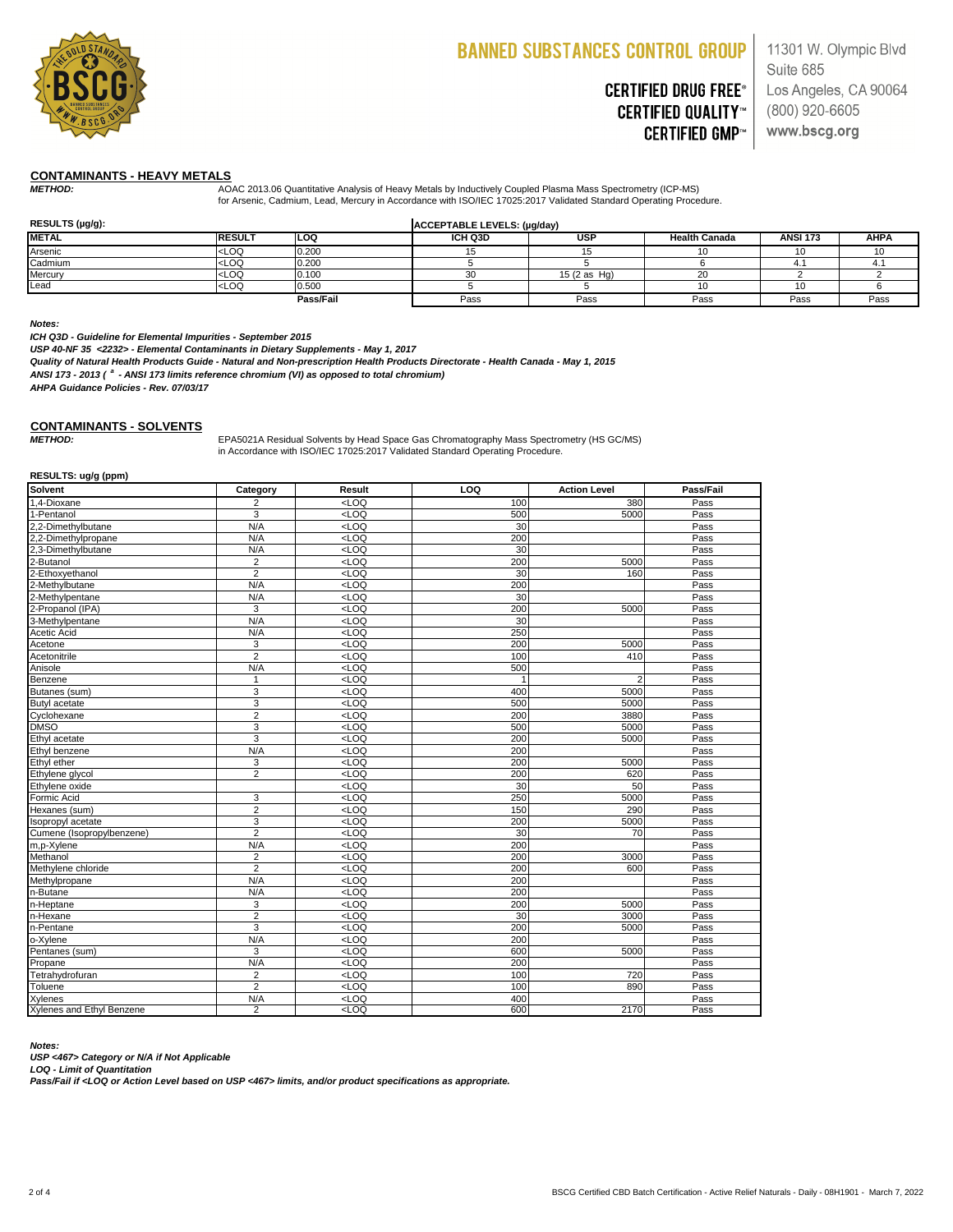BANNED SUBSTANCES CONTROL GROUP

CERTIFIED DRUG FREE®
CERTIFIED QUALITY™
CERTIFIED GMP™

11301 W. Olympic Blvd
Suite 685
Los Angeles, CA 90064
(800) 920-6605
www.bscg.org

## CONTAMINANTS - HEAVY METALS

***METHOD:*** AOAC 2013.06 Quantitative Analysis of Heavy Metals by Inductively Coupled Plasma Mass Spectrometry (ICP-MS) for Arsenic, Cadmium, Lead, Mercury in Accordance with ISO/IEC 17025:2017 Validated Standard Operating Procedure.

| RESULTS (µg/g): | | | ACCEPTABLE LEVELS: (µg/day) | | | | |
|---|---|---|---|---|---|---|---|
| **METAL** | **RESULT** | **LOQ** | **ICH Q3D** | **USP** | **Health Canada** | **ANSI 173** | **AHPA** |
| Arsenic | <LOQ | 0.200 | 15 | 15 | 10 | 10 | 10 |
| Cadmium | <LOQ | 0.200 | 5 | 5 | 6 | 4.1 | 4.1 |
| Mercury | <LOQ | 0.100 | 30 | 15 (2 as Hg) | 20 | 2 | 2 |
| Lead | <LOQ | 0.500 | 5 | 5 | 10 | 10 | 6 |
| | | **Pass/Fail** | Pass | Pass | Pass | Pass | Pass |

***Notes:***

***ICH Q3D - Guideline for Elemental Impurities - September 2015***

***USP 40-NF 35 <2232> - Elemental Contaminants in Dietary Supplements - May 1, 2017***

***Quality of Natural Health Products Guide - Natural and Non-prescription Health Products Directorate - Health Canada - May 1, 2015***

***ANSI 173 - 2013 ( [a] - ANSI 173 limits reference chromium (VI) as opposed to total chromium)***

***AHPA Guidance Policies - Rev. 07/03/17***

## CONTAMINANTS - SOLVENTS

***METHOD:*** EPA5021A Residual Solvents by Head Space Gas Chromatography Mass Spectrometry (HS GC/MS) in Accordance with ISO/IEC 17025:2017 Validated Standard Operating Procedure.

**RESULTS: ug/g (ppm)**

| Solvent | Category | Result | LOQ | Action Level | Pass/Fail |
|---|---|---|---|---|---|
| 1,4-Dioxane | 2 | <LOQ | 100 | 380 | Pass |
| 1-Pentanol | 3 | <LOQ | 500 | 5000 | Pass |
| 2,2-Dimethylbutane | N/A | <LOQ | 30 | | Pass |
| 2,2-Dimethylpropane | N/A | <LOQ | 200 | | Pass |
| 2,3-Dimethylbutane | N/A | <LOQ | 30 | | Pass |
| 2-Butanol | 2 | <LOQ | 200 | 5000 | Pass |
| 2-Ethoxyethanol | 2 | <LOQ | 30 | 160 | Pass |
| 2-Methylbutane | N/A | <LOQ | 200 | | Pass |
| 2-Methylpentane | N/A | <LOQ | 30 | | Pass |
| 2-Propanol (IPA) | 3 | <LOQ | 200 | 5000 | Pass |
| 3-Methylpentane | N/A | <LOQ | 30 | | Pass |
| Acetic Acid | N/A | <LOQ | 250 | | Pass |
| Acetone | 3 | <LOQ | 200 | 5000 | Pass |
| Acetonitrile | 2 | <LOQ | 100 | 410 | Pass |
| Anisole | N/A | <LOQ | 500 | | Pass |
| Benzene | 1 | <LOQ | 1 | 2 | Pass |
| Butanes (sum) | 3 | <LOQ | 400 | 5000 | Pass |
| Butyl acetate | 3 | <LOQ | 500 | 5000 | Pass |
| Cyclohexane | 2 | <LOQ | 200 | 3880 | Pass |
| DMSO | 3 | <LOQ | 500 | 5000 | Pass |
| Ethyl acetate | 3 | <LOQ | 200 | 5000 | Pass |
| Ethyl benzene | N/A | <LOQ | 200 | | Pass |
| Ethyl ether | 3 | <LOQ | 200 | 5000 | Pass |
| Ethylene glycol | 2 | <LOQ | 200 | 620 | Pass |
| Ethylene oxide | | <LOQ | 30 | 50 | Pass |
| Formic Acid | 3 | <LOQ | 250 | 5000 | Pass |
| Hexanes (sum) | 2 | <LOQ | 150 | 290 | Pass |
| Isopropyl acetate | 3 | <LOQ | 200 | 5000 | Pass |
| Cumene (Isopropylbenzene) | 2 | <LOQ | 30 | 70 | Pass |
| m,p-Xylene | N/A | <LOQ | 200 | | Pass |
| Methanol | 2 | <LOQ | 200 | 3000 | Pass |
| Methylene chloride | 2 | <LOQ | 200 | 600 | Pass |
| Methylpropane | N/A | <LOQ | 200 | | Pass |
| n-Butane | N/A | <LOQ | 200 | | Pass |
| n-Heptane | 3 | <LOQ | 200 | 5000 | Pass |
| n-Hexane | 2 | <LOQ | 30 | 3000 | Pass |
| n-Pentane | 3 | <LOQ | 200 | 5000 | Pass |
| o-Xylene | N/A | <LOQ | 200 | | Pass |
| Pentanes (sum) | 3 | <LOQ | 600 | 5000 | Pass |
| Propane | N/A | <LOQ | 200 | | Pass |
| Tetrahydrofuran | 2 | <LOQ | 100 | 720 | Pass |
| Toluene | 2 | <LOQ | 100 | 890 | Pass |
| Xylenes | N/A | <LOQ | 400 | | Pass |
| Xylenes and Ethyl Benzene | 2 | <LOQ | 600 | 2170 | Pass |

***Notes:***

***USP <467> Category or N/A if Not Applicable***

***LOQ - Limit of Quantitation***

***Pass/Fail if <LOQ or Action Level based on USP <467> limits, and/or product specifications as appropriate.***

BSCG Certified CBD Batch Certification - Active Relief Naturals - Daily - 08H1901 - March 7, 2022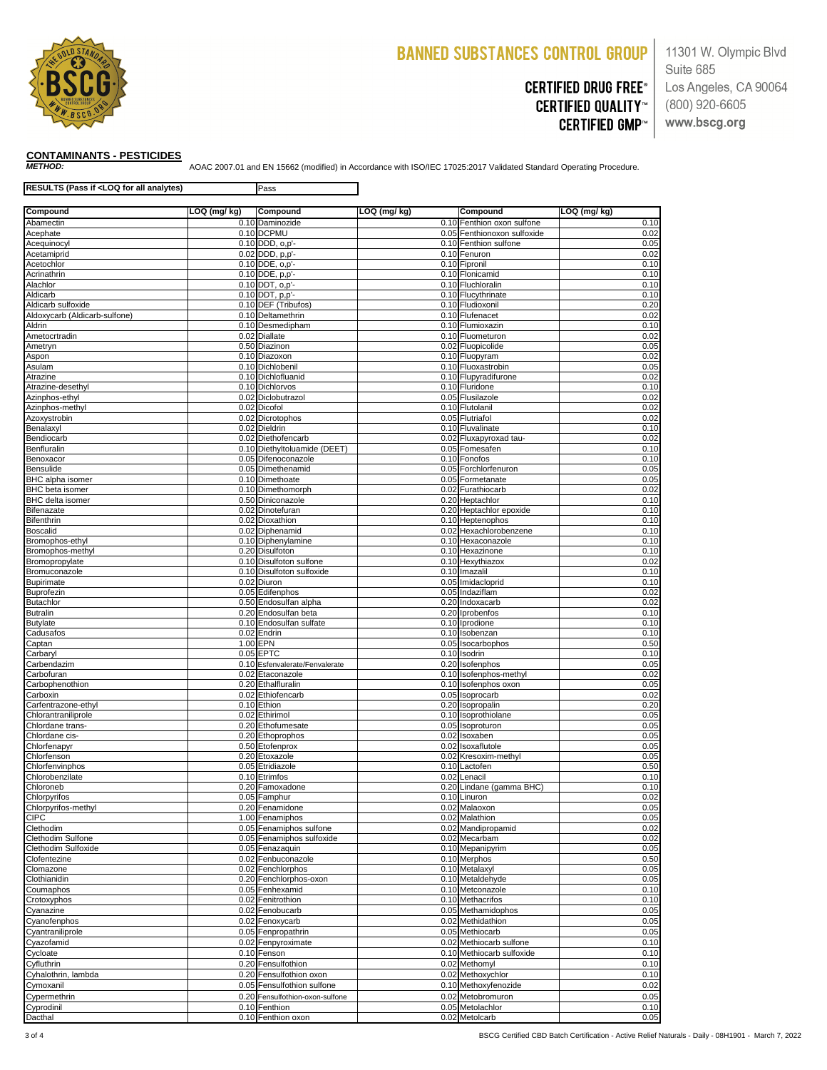BANNED SUBSTANCES CONTROL GROUP

CERTIFIED DRUG FREE®
CERTIFIED QUALITY™
CERTIFIED GMP™

11301 W. Olympic Blvd
Suite 685
Los Angeles, CA 90064
(800) 920-6605
www.bscg.org

## CONTAMINANTS - PESTICIDES

***METHOD:*** AOAC 2007.01 and EN 15662 (modified) in Accordance with ISO/IEC 17025:2017 Validated Standard Operating Procedure.

| RESULTS (Pass if <LOQ for all analytes) | Pass |
|---|---|

| Compound | LOQ (mg/ kg) | Compound | LOQ (mg/ kg) | Compound | LOQ (mg/ kg) |
|---|---|---|---|---|---|
| Abamectin | 0.10 | Daminozide | 0.10 | Fenthion oxon sulfone | 0.10 |
| Acephate | 0.10 | DCPMU | 0.05 | Fenthionoxon sulfoxide | 0.02 |
| Acequinocyl | 0.10 | DDD, o,p'- | 0.10 | Fenthion sulfone | 0.05 |
| Acetamiprid | 0.02 | DDD, p,p'- | 0.10 | Fenuron | 0.02 |
| Acetochlor | 0.10 | DDE, o,p'- | 0.10 | Fipronil | 0.10 |
| Acrinathrin | 0.10 | DDE, p,p'- | 0.10 | Flonicamid | 0.10 |
| Alachlor | 0.10 | DDT, o,p'- | 0.10 | Fluchloralin | 0.10 |
| Aldicarb | 0.10 | DDT, p,p'- | 0.10 | Flucythrinate | 0.10 |
| Aldicarb sulfoxide | 0.10 | DEF (Tribufos) | 0.10 | Fludioxonil | 0.20 |
| Aldoxycarb (Aldicarb-sulfone) | 0.10 | Deltamethrin | 0.10 | Flufenacet | 0.02 |
| Aldrin | 0.10 | Desmedipham | 0.10 | Flumioxazin | 0.10 |
| Ametocrtradin | 0.02 | Diallate | 0.10 | Fluometuron | 0.02 |
| Ametryn | 0.50 | Diazinon | 0.02 | Fluopicolide | 0.05 |
| Aspon | 0.10 | Diazoxon | 0.10 | Fluopyram | 0.02 |
| Asulam | 0.10 | Dichlobenil | 0.10 | Fluoxastrobin | 0.05 |
| Atrazine | 0.10 | Dichlofluanid | 0.10 | Flupyradifurone | 0.02 |
| Atrazine-desethyl | 0.10 | Dichlorvos | 0.10 | Fluridone | 0.10 |
| Azinphos-ethyl | 0.02 | Diclobutrazol | 0.05 | Flusilazole | 0.02 |
| Azinphos-methyl | 0.02 | Dicofol | 0.10 | Flutolanil | 0.02 |
| Azoxystrobin | 0.02 | Dicrotophos | 0.05 | Flutriafol | 0.02 |
| Benalaxyl | 0.02 | Dieldrin | 0.10 | Fluvalinate | 0.10 |
| Bendiocarb | 0.02 | Diethofencarb | 0.02 | Fluxapyroxad tau- | 0.02 |
| Benfluralin | 0.10 | Diethyltoluamide (DEET) | 0.05 | Fomesafen | 0.10 |
| Benoxacor | 0.05 | Difenoconazole | 0.10 | Fonofos | 0.10 |
| Bensulide | 0.05 | Dimethenamid | 0.05 | Forchlorfenuron | 0.05 |
| BHC alpha isomer | 0.10 | Dimethoate | 0.05 | Formetanate | 0.05 |
| BHC beta isomer | 0.10 | Dimethomorph | 0.02 | Furathiocarb | 0.02 |
| BHC delta isomer | 0.50 | Diniconazole | 0.20 | Heptachlor | 0.10 |
| Bifenazate | 0.02 | Dinotefuran | 0.20 | Heptachlor epoxide | 0.10 |
| Bifenthrin | 0.02 | Dioxathion | 0.10 | Heptenophos | 0.10 |
| Boscalid | 0.02 | Diphenamid | 0.02 | Hexachlorobenzene | 0.10 |
| Bromophos-ethyl | 0.10 | Diphenylamine | 0.10 | Hexaconazole | 0.10 |
| Bromophos-methyl | 0.20 | Disulfoton | 0.10 | Hexazinone | 0.10 |
| Bromopropylate | 0.10 | Disulfoton sulfone | 0.10 | Hexythiazox | 0.02 |
| Bromuconazole | 0.10 | Disulfoton sulfoxide | 0.10 | Imazalil | 0.10 |
| Bupirimate | 0.02 | Diuron | 0.05 | Imidacloprid | 0.10 |
| Buprofezin | 0.05 | Edifenphos | 0.05 | Indaziflam | 0.02 |
| Butachlor | 0.50 | Endosulfan alpha | 0.20 | Indoxacarb | 0.02 |
| Butralin | 0.20 | Endosulfan beta | 0.20 | Iprobenfos | 0.10 |
| Butylate | 0.10 | Endosulfan sulfate | 0.10 | Iprodione | 0.10 |
| Cadusafos | 0.02 | Endrin | 0.10 | Isobenzan | 0.10 |
| Captan | 1.00 | EPN | 0.05 | Isocarbophos | 0.50 |
| Carbaryl | 0.05 | EPTC | 0.10 | Isodrin | 0.10 |
| Carbendazim | 0.10 | Esfenvalerate/Fenvalerate | 0.20 | Isofenphos | 0.05 |
| Carbofuran | 0.02 | Etaconazole | 0.10 | Isofenphos-methyl | 0.02 |
| Carbophenothion | 0.20 | Ethalfluralin | 0.10 | Isofenphos oxon | 0.05 |
| Carboxin | 0.02 | Ethiofencarb | 0.05 | Isoprocarb | 0.02 |
| Carfentrazone-ethyl | 0.10 | Ethion | 0.20 | Isopropalin | 0.20 |
| Chlorantraniliprole | 0.02 | Ethirimol | 0.10 | Isoprothiolane | 0.05 |
| Chlordane trans- | 0.20 | Ethofumesate | 0.05 | Isoproturon | 0.05 |
| Chlordane cis- | 0.20 | Ethoprophos | 0.02 | Isoxaben | 0.05 |
| Chlorfenapyr | 0.50 | Etofenprox | 0.02 | Isoxaflutole | 0.05 |
| Chlorfenson | 0.20 | Etoxazole | 0.02 | Kresoxim-methyl | 0.05 |
| Chlorfenvinphos | 0.05 | Etridiazole | 0.10 | Lactofen | 0.50 |
| Chlorobenzilate | 0.10 | Etrimfos | 0.02 | Lenacil | 0.10 |
| Chloroneb | 0.20 | Famoxadone | 0.20 | Lindane (gamma BHC) | 0.10 |
| Chlorpyrifos | 0.05 | Famphur | 0.10 | Linuron | 0.02 |
| Chlorpyrifos-methyl | 0.20 | Fenamidone | 0.02 | Malaoxon | 0.05 |
| CIPC | 1.00 | Fenamiphos | 0.02 | Malathion | 0.05 |
| Clethodim | 0.05 | Fenamiphos sulfone | 0.02 | Mandipropamid | 0.02 |
| Clethodim Sulfone | 0.05 | Fenamiphos sulfoxide | 0.02 | Mecarbam | 0.02 |
| Clethodim Sulfoxide | 0.05 | Fenazaquin | 0.10 | Mepanipyrim | 0.05 |
| Clofentezine | 0.02 | Fenbuconazole | 0.10 | Merphos | 0.50 |
| Clomazone | 0.02 | Fenchlorphos | 0.10 | Metalaxyl | 0.05 |
| Clothianidin | 0.20 | Fenchlorphos-oxon | 0.10 | Metaldehyde | 0.05 |
| Coumaphos | 0.05 | Fenhexamid | 0.10 | Metconazole | 0.10 |
| Crotoxyphos | 0.02 | Fenitrothion | 0.10 | Methacrifos | 0.10 |
| Cyanazine | 0.02 | Fenobucarb | 0.05 | Methamidophos | 0.05 |
| Cyanofenphos | 0.02 | Fenoxycarb | 0.02 | Methidathion | 0.05 |
| Cyantraniliprole | 0.05 | Fenpropathrin | 0.05 | Methiocarb | 0.05 |
| Cyazofamid | 0.02 | Fenpyroximate | 0.02 | Methiocarb sulfone | 0.10 |
| Cycloate | 0.10 | Fenson | 0.10 | Methiocarb sulfoxide | 0.10 |
| Cyfluthrin | 0.20 | Fensulfothion | 0.02 | Methomyl | 0.10 |
| Cyhalothrin, lambda | 0.20 | Fensulfothion oxon | 0.02 | Methoxychlor | 0.10 |
| Cymoxanil | 0.05 | Fensulfothion sulfone | 0.10 | Methoxyfenozide | 0.02 |
| Cypermethrin | 0.20 | Fensulfothion-oxon-sulfone | 0.02 | Metobromuron | 0.05 |
| Cyprodinil | 0.10 | Fenthion | 0.05 | Metolachlor | 0.10 |
| Dacthal | 0.10 | Fenthion oxon | 0.02 | Metolcarb | 0.05 |

BSCG Certified CBD Batch Certification - Active Relief Naturals - Daily - 08H1901 - March 7, 2022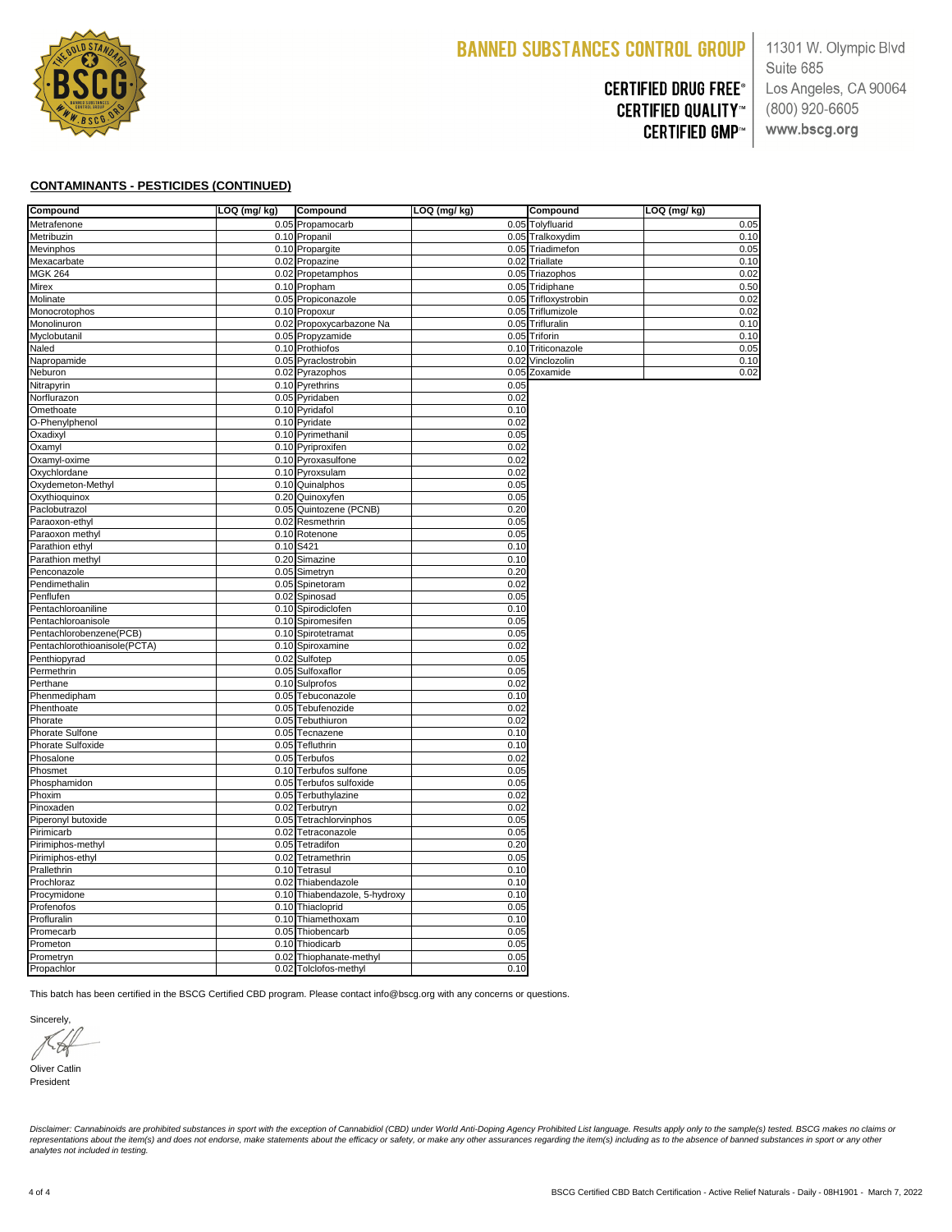BANNED SUBSTANCES CONTROL GROUP

CERTIFIED DRUG FREE®
CERTIFIED QUALITY™
CERTIFIED GMP™

11301 W. Olympic Blvd
Suite 685
Los Angeles, CA 90064
(800) 920-6605
www.bscg.org

## CONTAMINANTS - PESTICIDES (CONTINUED)

| Compound | LOQ (mg/ kg) | Compound | LOQ (mg/ kg) | Compound | LOQ (mg/ kg) |
|---|---|---|---|---|---|
| Metrafenone | 0.05 | Propamocarb | 0.05 | Tolyfluarid | 0.05 |
| Metribuzin | 0.10 | Propanil | 0.05 | Tralkoxydim | 0.10 |
| Mevinphos | 0.10 | Propargite | 0.05 | Triadimefon | 0.05 |
| Mexacarbate | 0.02 | Propazine | 0.02 | Triallate | 0.10 |
| MGK 264 | 0.02 | Propetamphos | 0.05 | Triazophos | 0.02 |
| Mirex | 0.10 | Propham | 0.05 | Tridiphane | 0.50 |
| Molinate | 0.05 | Propiconazole | 0.05 | Trifloxystrobin | 0.02 |
| Monocrotophos | 0.10 | Propoxur | 0.05 | Triflumizole | 0.02 |
| Monolinuron | 0.02 | Propoxycarbazone Na | 0.05 | Trifluralin | 0.10 |
| Myclobutanil | 0.05 | Propyzamide | 0.05 | Triforin | 0.10 |
| Naled | 0.10 | Prothiofos | 0.10 | Triticonazole | 0.05 |
| Napropamide | 0.05 | Pyraclostrobin | 0.02 | Vinclozolin | 0.10 |
| Neburon | 0.02 | Pyrazophos | 0.05 | Zoxamide | 0.02 |
| Nitrapyrin | 0.10 | Pyrethrins | 0.05 | | |
| Norflurazon | 0.05 | Pyridaben | 0.02 | | |
| Omethoate | 0.10 | Pyridafol | 0.10 | | |
| O-Phenylphenol | 0.10 | Pyridate | 0.02 | | |
| Oxadixyl | 0.10 | Pyrimethanil | 0.05 | | |
| Oxamyl | 0.10 | Pyriproxifen | 0.02 | | |
| Oxamyl-oxime | 0.10 | Pyroxasulfone | 0.02 | | |
| Oxychlordane | 0.10 | Pyroxsulam | 0.02 | | |
| Oxydemeton-Methyl | 0.10 | Quinalphos | 0.05 | | |
| Oxythioquinox | 0.20 | Quinoxyfen | 0.05 | | |
| Paclobutrazol | 0.05 | Quintozene (PCNB) | 0.20 | | |
| Paraoxon-ethyl | 0.02 | Resmethrin | 0.05 | | |
| Paraoxon methyl | 0.10 | Rotenone | 0.05 | | |
| Parathion ethyl | 0.10 | S421 | 0.10 | | |
| Parathion methyl | 0.20 | Simazine | 0.10 | | |
| Penconazole | 0.05 | Simetryn | 0.20 | | |
| Pendimethalin | 0.05 | Spinetoram | 0.02 | | |
| Penflufen | 0.02 | Spinosad | 0.05 | | |
| Pentachloroaniline | 0.10 | Spirodiclofen | 0.10 | | |
| Pentachloroanisole | 0.10 | Spiromesifen | 0.05 | | |
| Pentachlorobenzene(PCB) | 0.10 | Spirotetramat | 0.05 | | |
| Pentachlorothioanisole(PCTA) | 0.10 | Spiroxamine | 0.02 | | |
| Penthiopyrad | 0.02 | Sulfotep | 0.05 | | |
| Permethrin | 0.05 | Sulfoxaflor | 0.05 | | |
| Perthane | 0.10 | Sulprofos | 0.02 | | |
| Phenmedipham | 0.05 | Tebuconazole | 0.10 | | |
| Phenthoate | 0.05 | Tebufenozide | 0.02 | | |
| Phorate | 0.05 | Tebuthiuron | 0.02 | | |
| Phorate Sulfone | 0.05 | Tecnazene | 0.10 | | |
| Phorate Sulfoxide | 0.05 | Tefluthrin | 0.10 | | |
| Phosalone | 0.05 | Terbufos | 0.02 | | |
| Phosmet | 0.10 | Terbufos sulfone | 0.05 | | |
| Phosphamidon | 0.05 | Terbufos sulfoxide | 0.05 | | |
| Phoxim | 0.05 | Terbuthylazine | 0.02 | | |
| Pinoxaden | 0.02 | Terbutryn | 0.02 | | |
| Piperonyl butoxide | 0.05 | Tetrachlorvinphos | 0.05 | | |
| Pirimicarb | 0.02 | Tetraconazole | 0.05 | | |
| Pirimiphos-methyl | 0.05 | Tetradifon | 0.20 | | |
| Pirimiphos-ethyl | 0.02 | Tetramethrin | 0.05 | | |
| Prallethrin | 0.10 | Tetrasul | 0.10 | | |
| Prochloraz | 0.02 | Thiabendazole | 0.10 | | |
| Procymidone | 0.10 | Thiabendazole, 5-hydroxy | 0.10 | | |
| Profenofos | 0.10 | Thiacloprid | 0.05 | | |
| Profluralin | 0.10 | Thiamethoxam | 0.10 | | |
| Promecarb | 0.05 | Thiobencarb | 0.05 | | |
| Prometon | 0.10 | Thiodicarb | 0.05 | | |
| Prometryn | 0.02 | Thiophanate-methyl | 0.05 | | |
| Propachlor | 0.02 | Tolclofos-methyl | 0.10 | | |

This batch has been certified in the BSCG Certified CBD program. Please contact info@bscg.org with any concerns or questions.

Sincerely,

Oliver Catlin
President

*Disclaimer: Cannabinoids are prohibited substances in sport with the exception of Cannabidiol (CBD) under World Anti-Doping Agency Prohibited List language. Results apply only to the sample(s) tested. BSCG makes no claims or representations about the item(s) and does not endorse, make statements about the efficacy or safety, or make any other assurances regarding the item(s) including as to the absence of banned substances in sport or any other analytes not included in testing.*